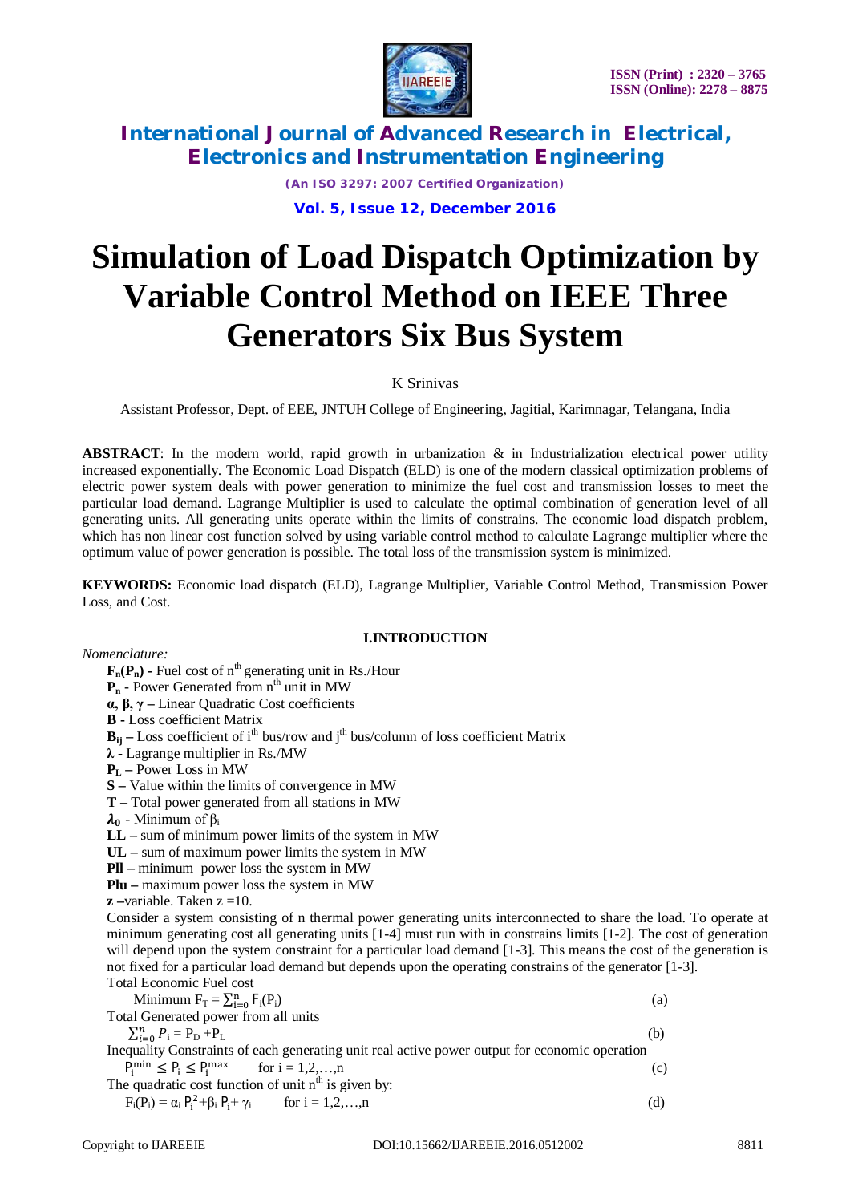# International Journal of Advanced Research in Electrical, Electronics and Instrumentation Engineering

*(An ISO 3297: 2007 Certified Organization)*

**Vol. 5, Issue 12, December 2016**

# Simulation of Load Dispatch Optimization by Variable Control Method on IEEE Three Generators Six Bus System

K Srinivas

Assistant Professor, Dept. of EEE, JNTUH College of Engineering, Jagitial, Karimnagar, Telangana, India

**ABSTRACT**: In the modern world, rapid growth in urbanization & in Industrialization electrical power utility increased exponentially. The Economic Load Dispatch (ELD) is one of the modern classical optimization problems of electric power system deals with power generation to minimize the fuel cost and transmission losses to meet the particular load demand. Lagrange Multiplier is used to calculate the optimal combination of generation level of all generating units. All generating units operate within the limits of constrains. The economic load dispatch problem, which has non linear cost function solved by using variable control method to calculate Lagrange multiplier where the optimum value of power generation is possible. The total loss of the transmission system is minimized.

**KEYWORDS:** Economic load dispatch (ELD), Lagrange Multiplier, Variable Control Method, Transmission Power Loss, and Cost.

## I.INTRODUCTION

*Nomenclature:*

- **$F_n(P_n)$** - Fuel cost of $n^{th}$ generating unit in Rs./Hour
- **$P_n$** - Power Generated from $n^{th}$ unit in MW
- **α, β, γ –** Linear Quadratic Cost coefficients
- **B** - Loss coefficient Matrix
- **$B_{ij}$ –** Loss coefficient of $i^{th}$ bus/row and $j^{th}$ bus/column of loss coefficient Matrix
- **λ** - Lagrange multiplier in Rs./MW
- **$P_L$ –** Power Loss in MW
- **S –** Value within the limits of convergence in MW
- **T –** Total power generated from all stations in MW
- **$\lambda_0$** - Minimum of $\beta_i$
- **LL –** sum of minimum power limits of the system in MW
- **UL –** sum of maximum power limits the system in MW
- **Pll –** minimum power loss the system in MW
- **Plu –** maximum power loss the system in MW
- **z –**variable. Taken z =10.

Consider a system consisting of n thermal power generating units interconnected to share the load. To operate at minimum generating cost all generating units [1-4] must run with in constrains limits [1-2]. The cost of generation will depend upon the system constraint for a particular load demand [1-3]. This means the cost of the generation is not fixed for a particular load demand but depends upon the operating constrains of the generator [1-3].

Total Economic Fuel cost

$$\text{Minimum } F_T = \sum_{i=0}^{n} F_i(P_i) \tag{a}$$

Total Generated power from all units

$$\sum_{i=0}^{n} P_i = P_D + P_L \tag{b}$$

Inequality Constraints of each generating unit real active power output for economic operation

$$P_i^{min} \leq P_i \leq P_i^{max} \qquad \text{for } i = 1,2,\ldots,n \tag{c}$$

The quadratic cost function of unit $n^{th}$ is given by:

$$F_i(P_i) = \alpha_i P_i^2 + \beta_i P_i + \gamma_i \qquad \text{for } i = 1,2,\ldots,n \tag{d}$$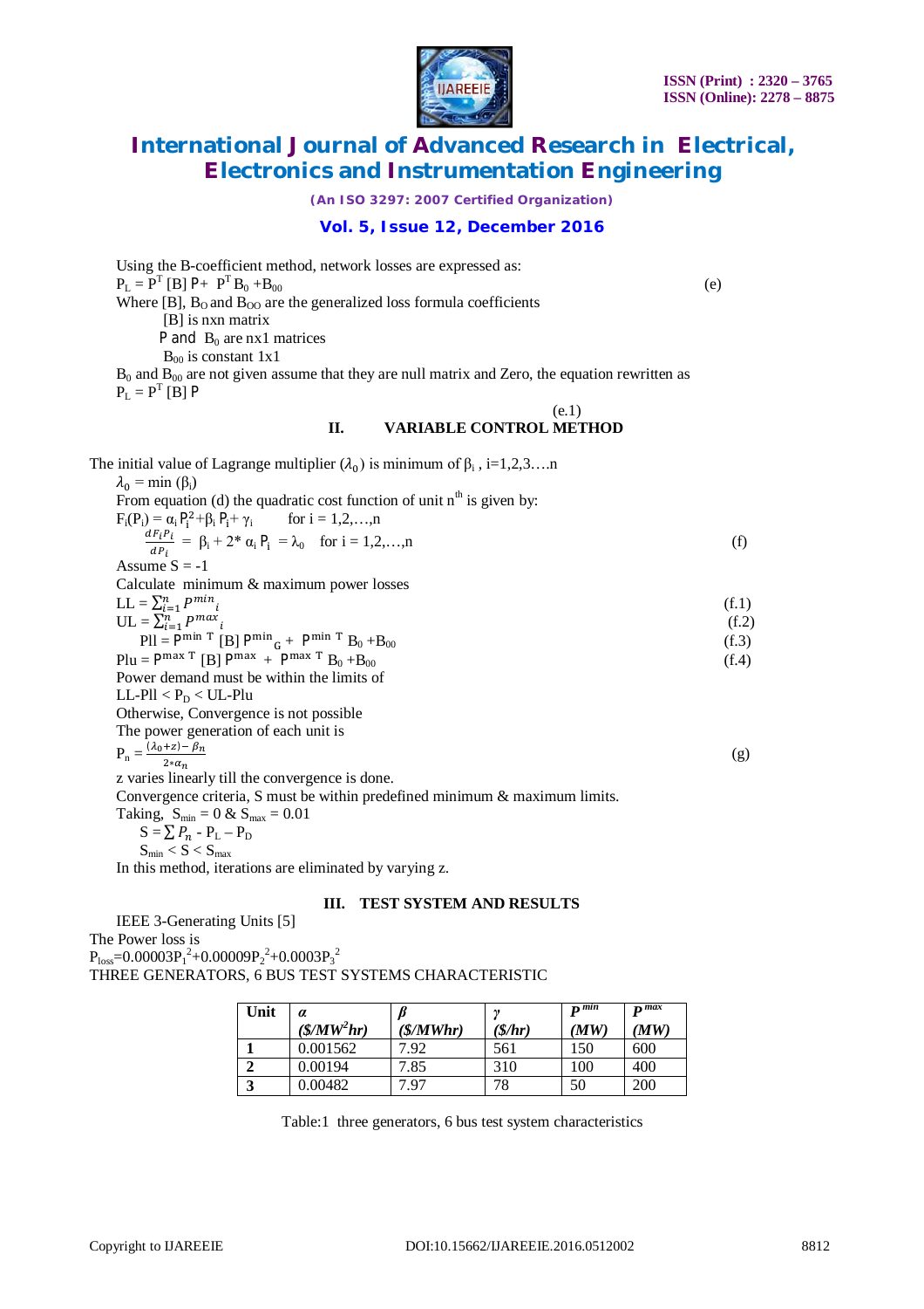Using the B-coefficient method, network losses are expressed as:

$$P_L = P^T [B] P + P^T B_0 + B_{00} \quad \text{(e)}$$

Where [B], $B_O$ and $B_{OO}$ are the generalized loss formula coefficients

[B] is nxn matrix

P and $B_0$ are nx1 matrices

$B_{00}$ is constant 1x1

$B_0$ and $B_{00}$ are not given assume that they are null matrix and Zero, the equation rewritten as

$$P_L = P^T [B] P \quad \text{(e.1)}$$

## II. VARIABLE CONTROL METHOD

The initial value of Lagrange multiplier ($\lambda_0$) is minimum of $\beta_i$ , i=1,2,3….n

$\lambda_0 = \min (\beta_i)$

From equation (d) the quadratic cost function of unit n[th] is given by:

$F_i(P_i) = \alpha_i P_i^2 + \beta_i P_i + \gamma_i$ for i = 1,2,…,n

$$\frac{dF_iP_i}{dP_i} = \beta_i + 2 * \alpha_i P_i = \lambda_0 \quad \text{for i = 1,2,…,n} \quad \text{(f)}$$

Assume S = -1

Calculate minimum & maximum power losses

$$LL = \sum_{i=1}^{n} P^{min}{}_i \quad \text{(f.1)}$$

$$UL = \sum_{i=1}^{n} P^{max}{}_i \quad \text{(f.2)}$$

$$Pll = P^{min\ T} [B] P^{min}{}_G + P^{min\ T} B_0 + B_{00} \quad \text{(f.3)}$$

$$Plu = P^{max\ T} [B] P^{max} + P^{max\ T} B_0 + B_{00} \quad \text{(f.4)}$$

Power demand must be within the limits of

$LL\text{-}Pll < P_D < UL\text{-}Plu$

Otherwise, Convergence is not possible

The power generation of each unit is

$$P_n = \frac{(\lambda_0 + z) - \beta_n}{2 * \alpha_n} \quad \text{(g)}$$

z varies linearly till the convergence is done.

Convergence criteria, S must be within predefined minimum & maximum limits.

Taking, $S_{min} = 0$ & $S_{max} = 0.01$

$S = \sum P_n - P_L - P_D$

$S_{min} < S < S_{max}$

In this method, iterations are eliminated by varying z.

## III. TEST SYSTEM AND RESULTS

IEEE 3-Generating Units [5]

The Power loss is

$P_{loss} = 0.00003P_1^2 + 0.00009P_2^2 + 0.0003P_3^2$

THREE GENERATORS, 6 BUS TEST SYSTEMS CHARACTERISTIC

| Unit | $\alpha$ ($/MW$^2$hr) | $\beta$ ($/MWhr) | $\gamma$ ($/hr) | $P^{min}$ (MW) | $P^{max}$ (MW) |
|---|---|---|---|---|---|
| 1 | 0.001562 | 7.92 | 561 | 150 | 600 |
| 2 | 0.00194 | 7.85 | 310 | 100 | 400 |
| 3 | 0.00482 | 7.97 | 78 | 50 | 200 |

Table:1 three generators, 6 bus test system characteristics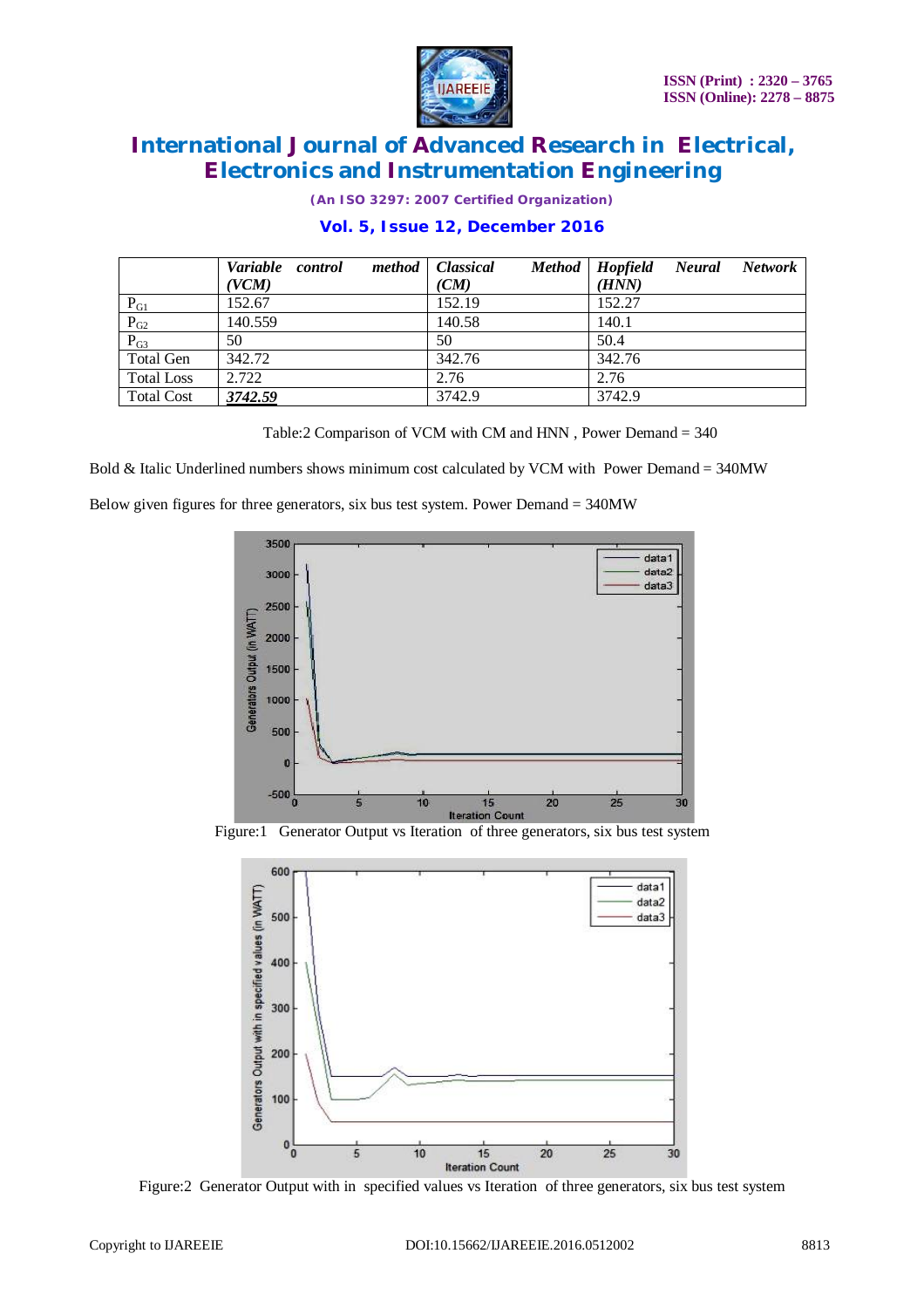|  | *Variable control method (VCM)* | *Classical Method (CM)* | *Hopfield Neural Network (HNN)* |
|---|---|---|---|
| $P_{G1}$ | 152.67 | 152.19 | 152.27 |
| $P_{G2}$ | 140.559 | 140.58 | 140.1 |
| $P_{G3}$ | 50 | 50 | 50.4 |
| Total Gen | 342.72 | 342.76 | 342.76 |
| Total Loss | 2.722 | 2.76 | 2.76 |
| Total Cost | ***<u>3742.59</u>*** | 3742.9 | 3742.9 |

Table:2 Comparison of VCM with CM and HNN , Power Demand = 340

Bold & Italic Underlined numbers shows minimum cost calculated by VCM with Power Demand = 340MW

Below given figures for three generators, six bus test system. Power Demand = 340MW

Figure:1 Generator Output vs Iteration of three generators, six bus test system

Figure:2 Generator Output with in specified values vs Iteration of three generators, six bus test system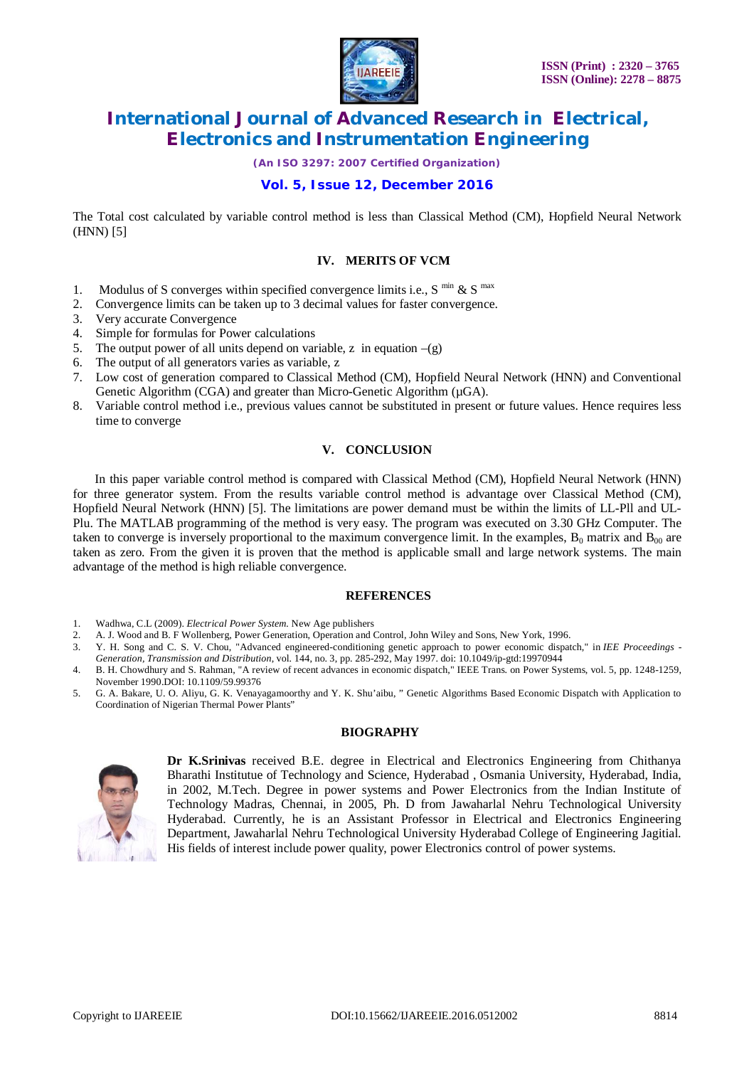The Total cost calculated by variable control method is less than Classical Method (CM), Hopfield Neural Network (HNN) [5]

## IV. MERITS OF VCM

1. Modulus of S converges within specified convergence limits i.e., $S^{min}$ & $S^{max}$
2. Convergence limits can be taken up to 3 decimal values for faster convergence.
3. Very accurate Convergence
4. Simple for formulas for Power calculations
5. The output power of all units depend on variable, z in equation –(g)
6. The output of all generators varies as variable, z
7. Low cost of generation compared to Classical Method (CM), Hopfield Neural Network (HNN) and Conventional Genetic Algorithm (CGA) and greater than Micro-Genetic Algorithm (μGA).
8. Variable control method i.e., previous values cannot be substituted in present or future values. Hence requires less time to converge

## V. CONCLUSION

In this paper variable control method is compared with Classical Method (CM), Hopfield Neural Network (HNN) for three generator system. From the results variable control method is advantage over Classical Method (CM), Hopfield Neural Network (HNN) [5]. The limitations are power demand must be within the limits of LL-Pll and UL-Plu. The MATLAB programming of the method is very easy. The program was executed on 3.30 GHz Computer. The taken to converge is inversely proportional to the maximum convergence limit. In the examples, $B_0$ matrix and $B_{00}$ are taken as zero. From the given it is proven that the method is applicable small and large network systems. The main advantage of the method is high reliable convergence.

## REFERENCES

1. Wadhwa, C.L (2009). *Electrical Power System.* New Age publishers
2. A. J. Wood and B. F Wollenberg, Power Generation, Operation and Control, John Wiley and Sons, New York, 1996.
3. Y. H. Song and C. S. V. Chou, "Advanced engineered-conditioning genetic approach to power economic dispatch," in *IEE Proceedings - Generation, Transmission and Distribution*, vol. 144, no. 3, pp. 285-292, May 1997. doi: 10.1049/ip-gtd:19970944
4. B. H. Chowdhury and S. Rahman, "A review of recent advances in economic dispatch," IEEE Trans. on Power Systems, vol. 5, pp. 1248-1259, November 1990.DOI: 10.1109/59.99376
5. G. A. Bakare, U. O. Aliyu, G. K. Venayagamoorthy and Y. K. Shu'aibu, " Genetic Algorithms Based Economic Dispatch with Application to Coordination of Nigerian Thermal Power Plants"

## BIOGRAPHY

**Dr K.Srinivas** received B.E. degree in Electrical and Electronics Engineering from Chithanya Bharathi Institutue of Technology and Science, Hyderabad , Osmania University, Hyderabad, India, in 2002, M.Tech. Degree in power systems and Power Electronics from the Indian Institute of Technology Madras, Chennai, in 2005, Ph. D from Jawaharlal Nehru Technological University Hyderabad. Currently, he is an Assistant Professor in Electrical and Electronics Engineering Department, Jawaharlal Nehru Technological University Hyderabad College of Engineering Jagitial. His fields of interest include power quality, power Electronics control of power systems.